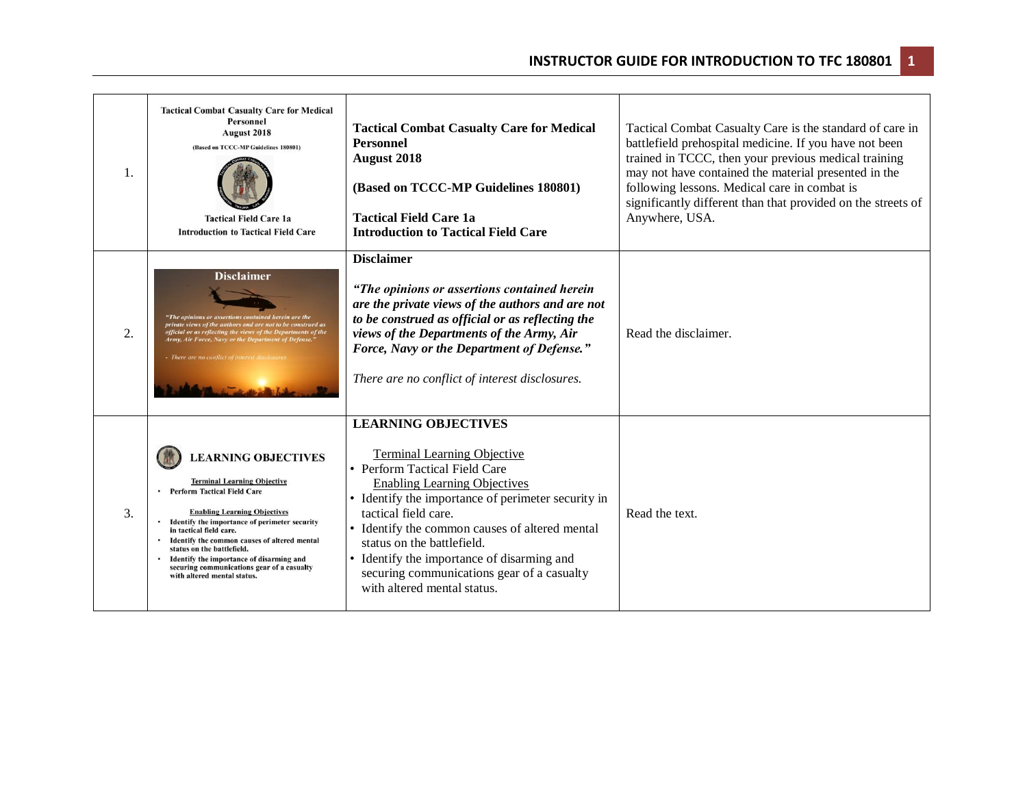| | | | |
|---|---|---|---|
| 1. | Tactical Combat Casualty Care for Medical Personnel August 2018 (Based on TCCC-MP Guidelines 180801) Tactical Field Care 1a Introduction to Tactical Field Care | **Tactical Combat Casualty Care for Medical Personnel**<br>**August 2018**<br><br>**(Based on TCCC-MP Guidelines 180801)**<br><br>**Tactical Field Care 1a**<br>**Introduction to Tactical Field Care** | Tactical Combat Casualty Care is the standard of care in battlefield prehospital medicine. If you have not been trained in TCCC, then your previous medical training may not have contained the material presented in the following lessons. Medical care in combat is significantly different than that provided on the streets of Anywhere, USA. |
| 2. | Disclaimer "The opinions or assertions contained herein are the private views of the authors and are not to be construed as official or as reflecting the views of the Departments of the Army, Air Force, Navy or the Department of Defense." - There are no conflict of interest disclosures | **Disclaimer**<br><br>***"The opinions or assertions contained herein are the private views of the authors and are not to be construed as official or as reflecting the views of the Departments of the Army, Air Force, Navy or the Department of Defense."***<br><br>*There are no conflict of interest disclosures.* | Read the disclaimer. |
| 3. | LEARNING OBJECTIVES Terminal Learning Objective • Perform Tactical Field Care Enabling Learning Objectives • Identify the importance of perimeter security in tactical field care. • Identify the common causes of altered mental status on the battlefield. • Identify the importance of disarming and securing communications gear of a casualty with altered mental status. | **LEARNING OBJECTIVES**<br><br>Terminal Learning Objective<br>• Perform Tactical Field Care<br>Enabling Learning Objectives<br>• Identify the importance of perimeter security in tactical field care.<br>• Identify the common causes of altered mental status on the battlefield.<br>• Identify the importance of disarming and securing communications gear of a casualty with altered mental status. | Read the text. |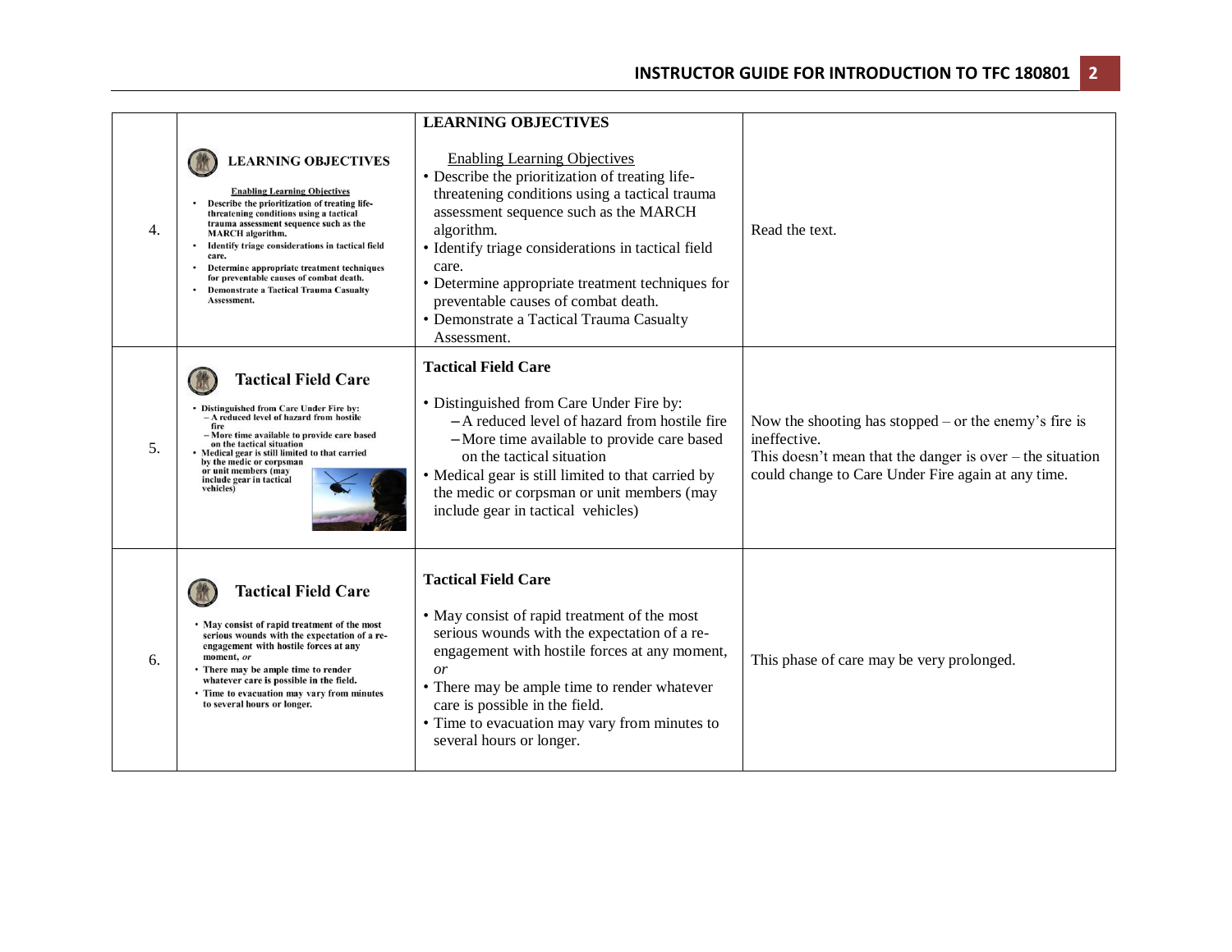| | | | |
|---|---|---|---|
| 4. | **LEARNING OBJECTIVES**<br>Enabling Learning Objectives<br>• Describe the prioritization of treating life-threatening conditions using a tactical trauma assessment sequence such as the MARCH algorithm.<br>• Identify triage considerations in tactical field care.<br>• Determine appropriate treatment techniques for preventable causes of combat death.<br>• Demonstrate a Tactical Trauma Casualty Assessment. | **LEARNING OBJECTIVES**<br><br>Enabling Learning Objectives<br>• Describe the prioritization of treating life-threatening conditions using a tactical trauma assessment sequence such as the MARCH algorithm.<br>• Identify triage considerations in tactical field care.<br>• Determine appropriate treatment techniques for preventable causes of combat death.<br>• Demonstrate a Tactical Trauma Casualty Assessment. | Read the text. |
| 5. | **Tactical Field Care**<br>• Distinguished from Care Under Fire by:<br>– A reduced level of hazard from hostile fire<br>– More time available to provide care based on the tactical situation<br>• Medical gear is still limited to that carried by the medic or corpsman or unit members (may include gear in tactical vehicles) | **Tactical Field Care**<br><br>• Distinguished from Care Under Fire by:<br>– A reduced level of hazard from hostile fire<br>– More time available to provide care based on the tactical situation<br>• Medical gear is still limited to that carried by the medic or corpsman or unit members (may include gear in tactical vehicles) | Now the shooting has stopped – or the enemy's fire is ineffective.<br>This doesn't mean that the danger is over – the situation could change to Care Under Fire again at any time. |
| 6. | **Tactical Field Care**<br>• May consist of rapid treatment of the most serious wounds with the expectation of a re-engagement with hostile forces at any moment, *or*<br>• There may be ample time to render whatever care is possible in the field.<br>• Time to evacuation may vary from minutes to several hours or longer. | **Tactical Field Care**<br><br>• May consist of rapid treatment of the most serious wounds with the expectation of a re-engagement with hostile forces at any moment, *or*<br>• There may be ample time to render whatever care is possible in the field.<br>• Time to evacuation may vary from minutes to several hours or longer. | This phase of care may be very prolonged. |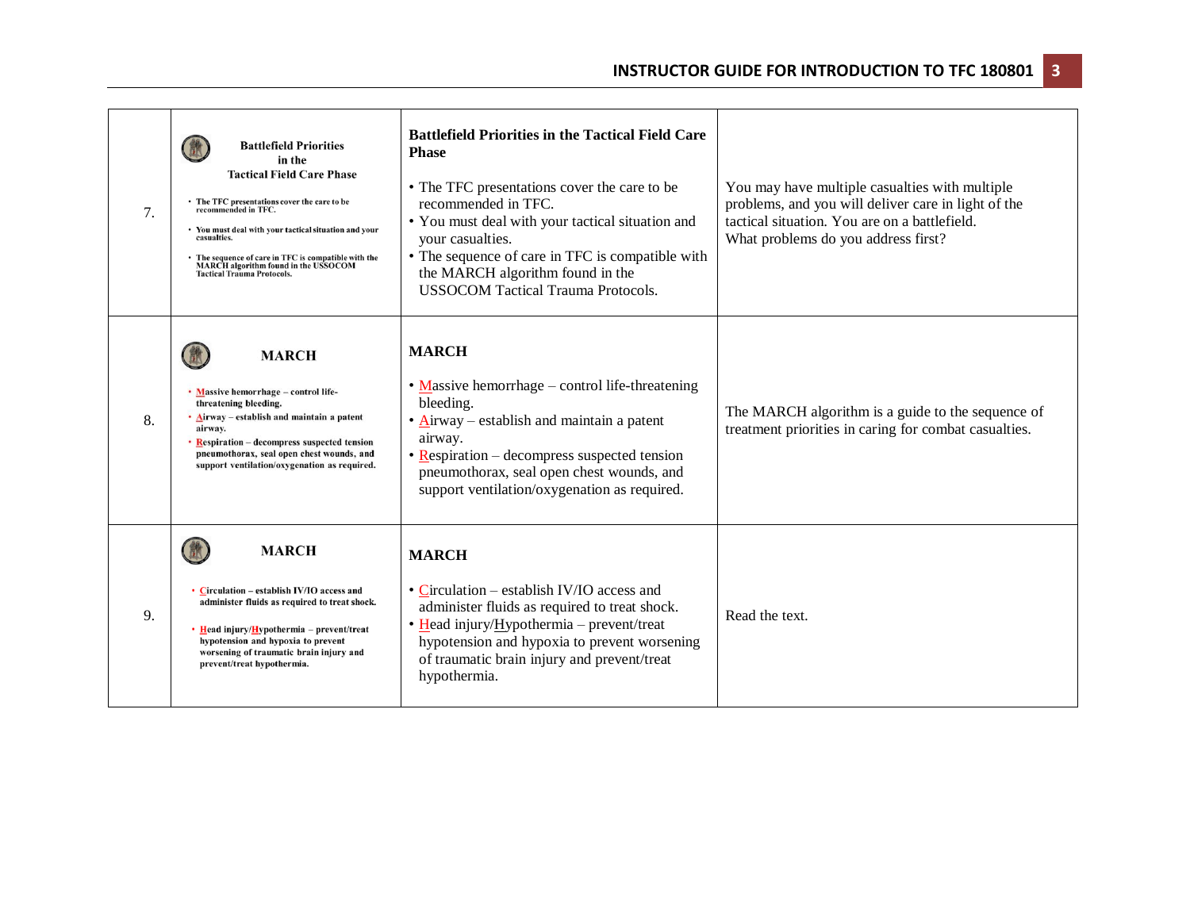| | | | |
|---|---|---|---|
| 7. | **Battlefield Priorities in the Tactical Field Care Phase**<br>• The TFC presentations cover the care to be recommended in TFC.<br>• You must deal with your tactical situation and your casualties.<br>• The sequence of care in TFC is compatible with the MARCH algorithm found in the USSOCOM Tactical Trauma Protocols. | **Battlefield Priorities in the Tactical Field Care Phase**<br>• The TFC presentations cover the care to be recommended in TFC.<br>• You must deal with your tactical situation and your casualties.<br>• The sequence of care in TFC is compatible with the MARCH algorithm found in the USSOCOM Tactical Trauma Protocols. | You may have multiple casualties with multiple problems, and you will deliver care in light of the tactical situation. You are on a battlefield.<br>What problems do you address first? |
| 8. | **MARCH**<br>• Massive hemorrhage – control life-threatening bleeding.<br>• Airway – establish and maintain a patent airway.<br>• Respiration – decompress suspected tension pneumothorax, seal open chest wounds, and support ventilation/oxygenation as required. | **MARCH**<br>• Massive hemorrhage – control life-threatening bleeding.<br>• Airway – establish and maintain a patent airway.<br>• Respiration – decompress suspected tension pneumothorax, seal open chest wounds, and support ventilation/oxygenation as required. | The MARCH algorithm is a guide to the sequence of treatment priorities in caring for combat casualties. |
| 9. | **MARCH**<br>• Circulation – establish IV/IO access and administer fluids as required to treat shock.<br>• Head injury/Hypothermia – prevent/treat hypotension and hypoxia to prevent worsening of traumatic brain injury and prevent/treat hypothermia. | **MARCH**<br>• Circulation – establish IV/IO access and administer fluids as required to treat shock.<br>• Head injury/Hypothermia – prevent/treat hypotension and hypoxia to prevent worsening of traumatic brain injury and prevent/treat hypothermia. | Read the text. |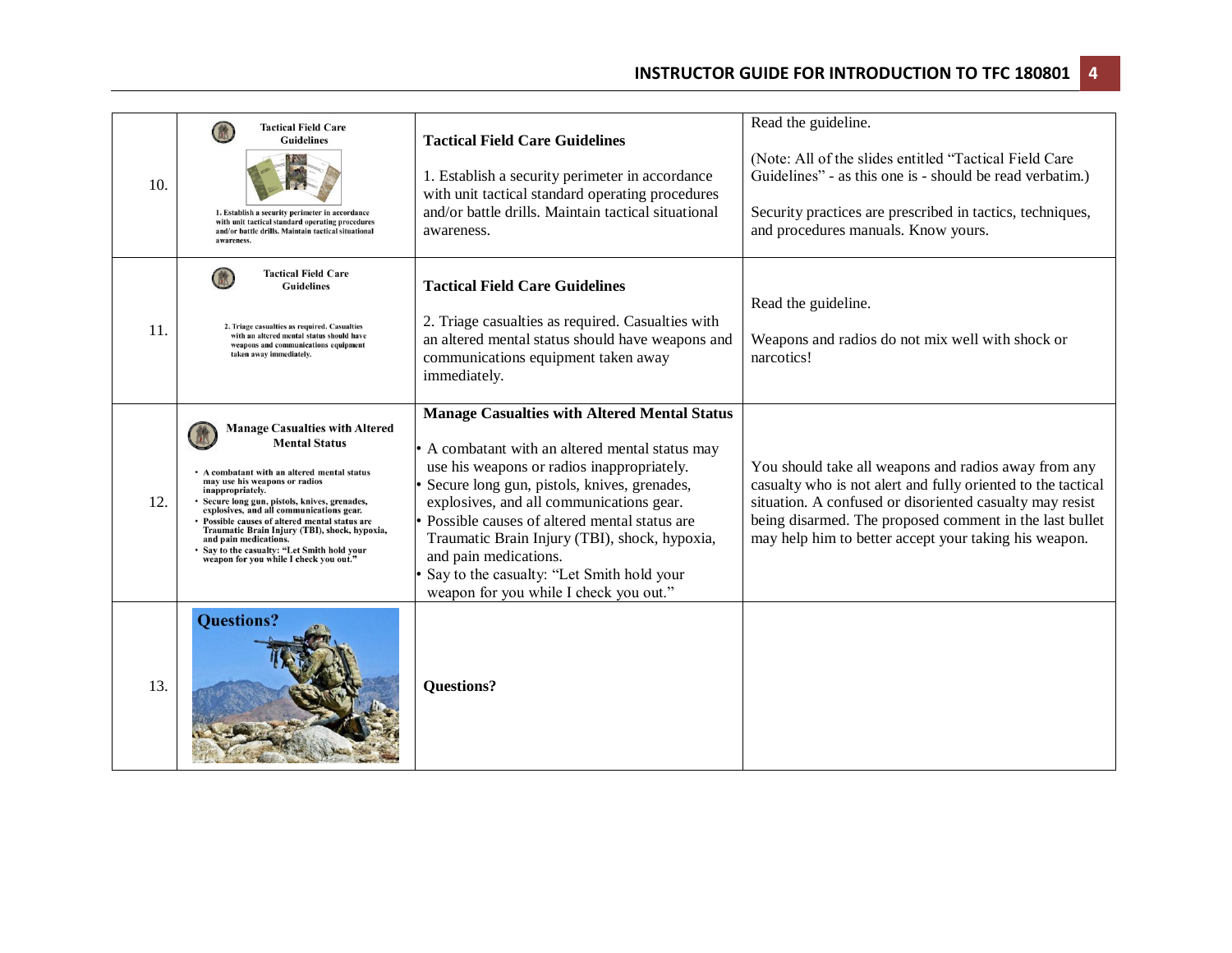| | | | |
|---|---|---|---|
| 10. | Tactical Field Care Guidelines 1. Establish a security perimeter in accordance with unit tactical standard operating procedures and/or battle drills. Maintain tactical situational awareness. | **Tactical Field Care Guidelines** 1. Establish a security perimeter in accordance with unit tactical standard operating procedures and/or battle drills. Maintain tactical situational awareness. | Read the guideline. (Note: All of the slides entitled "Tactical Field Care Guidelines" - as this one is - should be read verbatim.) Security practices are prescribed in tactics, techniques, and procedures manuals. Know yours. |
| 11. | Tactical Field Care Guidelines 2. Triage casualties as required. Casualties with an altered mental status should have weapons and communications equipment taken away immediately. | **Tactical Field Care Guidelines** 2. Triage casualties as required. Casualties with an altered mental status should have weapons and communications equipment taken away immediately. | Read the guideline. Weapons and radios do not mix well with shock or narcotics! |
| 12. | Manage Casualties with Altered Mental Status • A combatant with an altered mental status may use his weapons or radios inappropriately. • Secure long gun, pistols, knives, grenades, explosives, and all communications gear. • Possible causes of altered mental status are Traumatic Brain Injury (TBI), shock, hypoxia, and pain medications. • Say to the casualty: "Let Smith hold your weapon for you while I check you out." | **Manage Casualties with Altered Mental Status** • A combatant with an altered mental status may use his weapons or radios inappropriately. • Secure long gun, pistols, knives, grenades, explosives, and all communications gear. • Possible causes of altered mental status are Traumatic Brain Injury (TBI), shock, hypoxia, and pain medications. • Say to the casualty: "Let Smith hold your weapon for you while I check you out." | You should take all weapons and radios away from any casualty who is not alert and fully oriented to the tactical situation. A confused or disoriented casualty may resist being disarmed. The proposed comment in the last bullet may help him to better accept your taking his weapon. |
| 13. | Questions? | **Questions?** | |